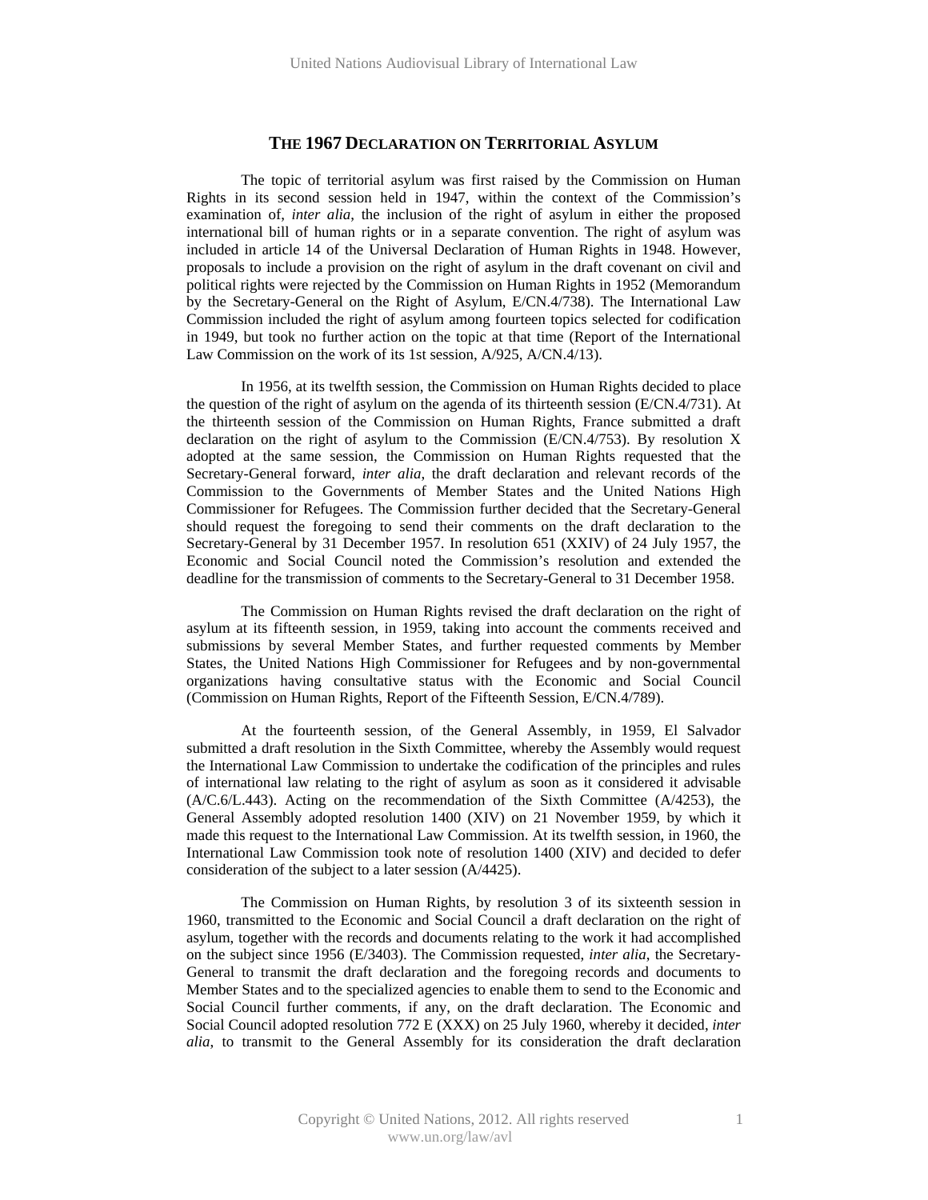# THE 1967 DECLARATION ON TERRITORIAL ASYLUM

The topic of territorial asylum was first raised by the Commission on Human Rights in its second session held in 1947, within the context of the Commission's examination of, *inter alia*, the inclusion of the right of asylum in either the proposed international bill of human rights or in a separate convention. The right of asylum was included in article 14 of the Universal Declaration of Human Rights in 1948. However, proposals to include a provision on the right of asylum in the draft covenant on civil and political rights were rejected by the Commission on Human Rights in 1952 (Memorandum by the Secretary-General on the Right of Asylum, E/CN.4/738). The International Law Commission included the right of asylum among fourteen topics selected for codification in 1949, but took no further action on the topic at that time (Report of the International Law Commission on the work of its 1st session, A/925, A/CN.4/13).

In 1956, at its twelfth session, the Commission on Human Rights decided to place the question of the right of asylum on the agenda of its thirteenth session (E/CN.4/731). At the thirteenth session of the Commission on Human Rights, France submitted a draft declaration on the right of asylum to the Commission (E/CN.4/753). By resolution X adopted at the same session, the Commission on Human Rights requested that the Secretary-General forward, *inter alia*, the draft declaration and relevant records of the Commission to the Governments of Member States and the United Nations High Commissioner for Refugees. The Commission further decided that the Secretary-General should request the foregoing to send their comments on the draft declaration to the Secretary-General by 31 December 1957. In resolution 651 (XXIV) of 24 July 1957, the Economic and Social Council noted the Commission's resolution and extended the deadline for the transmission of comments to the Secretary-General to 31 December 1958.

The Commission on Human Rights revised the draft declaration on the right of asylum at its fifteenth session, in 1959, taking into account the comments received and submissions by several Member States, and further requested comments by Member States, the United Nations High Commissioner for Refugees and by non-governmental organizations having consultative status with the Economic and Social Council (Commission on Human Rights, Report of the Fifteenth Session, E/CN.4/789).

At the fourteenth session, of the General Assembly, in 1959, El Salvador submitted a draft resolution in the Sixth Committee, whereby the Assembly would request the International Law Commission to undertake the codification of the principles and rules of international law relating to the right of asylum as soon as it considered it advisable (A/C.6/L.443). Acting on the recommendation of the Sixth Committee (A/4253), the General Assembly adopted resolution 1400 (XIV) on 21 November 1959, by which it made this request to the International Law Commission. At its twelfth session, in 1960, the International Law Commission took note of resolution 1400 (XIV) and decided to defer consideration of the subject to a later session (A/4425).

The Commission on Human Rights, by resolution 3 of its sixteenth session in 1960, transmitted to the Economic and Social Council a draft declaration on the right of asylum, together with the records and documents relating to the work it had accomplished on the subject since 1956 (E/3403). The Commission requested, *inter alia*, the Secretary-General to transmit the draft declaration and the foregoing records and documents to Member States and to the specialized agencies to enable them to send to the Economic and Social Council further comments, if any, on the draft declaration. The Economic and Social Council adopted resolution 772 E (XXX) on 25 July 1960, whereby it decided, *inter alia*, to transmit to the General Assembly for its consideration the draft declaration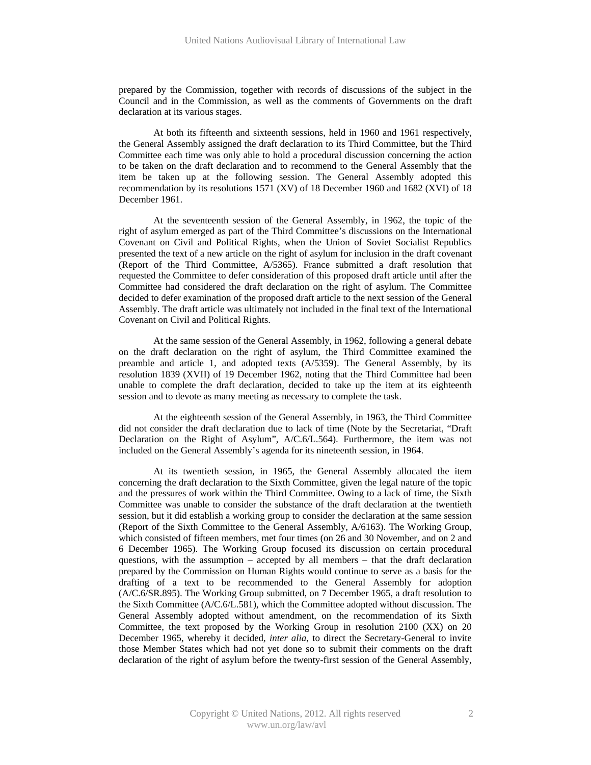prepared by the Commission, together with records of discussions of the subject in the Council and in the Commission, as well as the comments of Governments on the draft declaration at its various stages.

At both its fifteenth and sixteenth sessions, held in 1960 and 1961 respectively, the General Assembly assigned the draft declaration to its Third Committee, but the Third Committee each time was only able to hold a procedural discussion concerning the action to be taken on the draft declaration and to recommend to the General Assembly that the item be taken up at the following session. The General Assembly adopted this recommendation by its resolutions 1571 (XV) of 18 December 1960 and 1682 (XVI) of 18 December 1961.

At the seventeenth session of the General Assembly, in 1962, the topic of the right of asylum emerged as part of the Third Committee's discussions on the International Covenant on Civil and Political Rights, when the Union of Soviet Socialist Republics presented the text of a new article on the right of asylum for inclusion in the draft covenant (Report of the Third Committee, A/5365). France submitted a draft resolution that requested the Committee to defer consideration of this proposed draft article until after the Committee had considered the draft declaration on the right of asylum. The Committee decided to defer examination of the proposed draft article to the next session of the General Assembly. The draft article was ultimately not included in the final text of the International Covenant on Civil and Political Rights.

At the same session of the General Assembly, in 1962, following a general debate on the draft declaration on the right of asylum, the Third Committee examined the preamble and article 1, and adopted texts (A/5359). The General Assembly, by its resolution 1839 (XVII) of 19 December 1962, noting that the Third Committee had been unable to complete the draft declaration, decided to take up the item at its eighteenth session and to devote as many meeting as necessary to complete the task.

At the eighteenth session of the General Assembly, in 1963, the Third Committee did not consider the draft declaration due to lack of time (Note by the Secretariat, "Draft Declaration on the Right of Asylum", A/C.6/L.564). Furthermore, the item was not included on the General Assembly's agenda for its nineteenth session, in 1964.

At its twentieth session, in 1965, the General Assembly allocated the item concerning the draft declaration to the Sixth Committee, given the legal nature of the topic and the pressures of work within the Third Committee. Owing to a lack of time, the Sixth Committee was unable to consider the substance of the draft declaration at the twentieth session, but it did establish a working group to consider the declaration at the same session (Report of the Sixth Committee to the General Assembly, A/6163). The Working Group, which consisted of fifteen members, met four times (on 26 and 30 November, and on 2 and 6 December 1965). The Working Group focused its discussion on certain procedural questions, with the assumption – accepted by all members – that the draft declaration prepared by the Commission on Human Rights would continue to serve as a basis for the drafting of a text to be recommended to the General Assembly for adoption (A/C.6/SR.895). The Working Group submitted, on 7 December 1965, a draft resolution to the Sixth Committee (A/C.6/L.581), which the Committee adopted without discussion. The General Assembly adopted without amendment, on the recommendation of its Sixth Committee, the text proposed by the Working Group in resolution 2100 (XX) on 20 December 1965, whereby it decided, *inter alia*, to direct the Secretary-General to invite those Member States which had not yet done so to submit their comments on the draft declaration of the right of asylum before the twenty-first session of the General Assembly,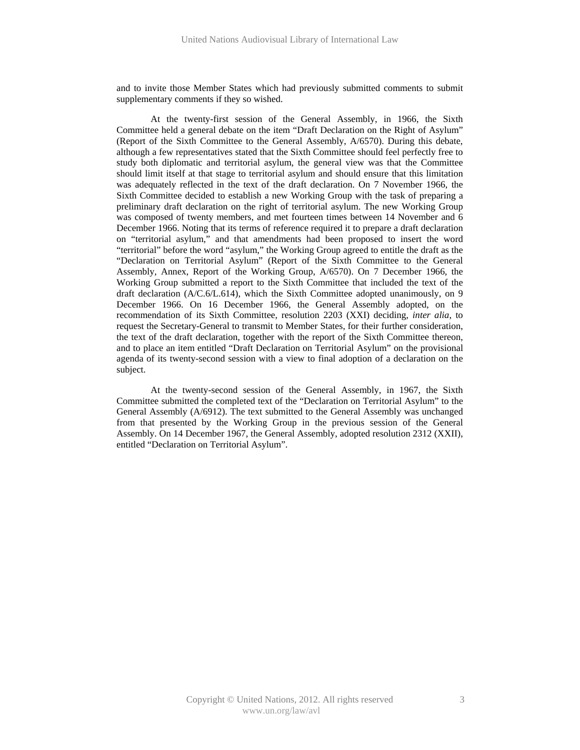and to invite those Member States which had previously submitted comments to submit supplementary comments if they so wished.

At the twenty-first session of the General Assembly, in 1966, the Sixth Committee held a general debate on the item "Draft Declaration on the Right of Asylum" (Report of the Sixth Committee to the General Assembly, A/6570). During this debate, although a few representatives stated that the Sixth Committee should feel perfectly free to study both diplomatic and territorial asylum, the general view was that the Committee should limit itself at that stage to territorial asylum and should ensure that this limitation was adequately reflected in the text of the draft declaration. On 7 November 1966, the Sixth Committee decided to establish a new Working Group with the task of preparing a preliminary draft declaration on the right of territorial asylum. The new Working Group was composed of twenty members, and met fourteen times between 14 November and 6 December 1966. Noting that its terms of reference required it to prepare a draft declaration on "territorial asylum," and that amendments had been proposed to insert the word "territorial" before the word "asylum," the Working Group agreed to entitle the draft as the "Declaration on Territorial Asylum" (Report of the Sixth Committee to the General Assembly, Annex, Report of the Working Group, A/6570). On 7 December 1966, the Working Group submitted a report to the Sixth Committee that included the text of the draft declaration (A/C.6/L.614), which the Sixth Committee adopted unanimously, on 9 December 1966. On 16 December 1966, the General Assembly adopted, on the recommendation of its Sixth Committee, resolution 2203 (XXI) deciding, *inter alia*, to request the Secretary-General to transmit to Member States, for their further consideration, the text of the draft declaration, together with the report of the Sixth Committee thereon, and to place an item entitled "Draft Declaration on Territorial Asylum" on the provisional agenda of its twenty-second session with a view to final adoption of a declaration on the subject.

At the twenty-second session of the General Assembly, in 1967, the Sixth Committee submitted the completed text of the "Declaration on Territorial Asylum" to the General Assembly (A/6912). The text submitted to the General Assembly was unchanged from that presented by the Working Group in the previous session of the General Assembly. On 14 December 1967, the General Assembly, adopted resolution 2312 (XXII), entitled "Declaration on Territorial Asylum".